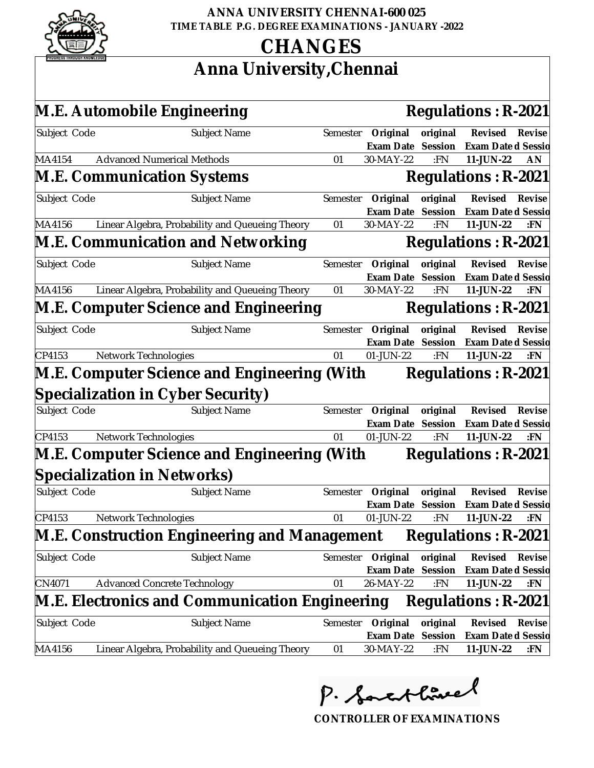**ANNA UNIVERSITY CHENNAI-600 025**
**TIME TABLE P.G. DEGREE EXAMINATIONS - JANUARY -2022**

# CHANGES

## Anna University,Chennai

### M.E. Automobile Engineering — Regulations : R-2021

| Subject Code | Subject Name | Semester | Original Exam Date | original Session | Revised Exam Date | Revised Session |
|---|---|---|---|---|---|---|
| MA4154 | Advanced Numerical Methods | 01 | 30-MAY-22 | :FN | 11-JUN-22 | AN |

### M.E. Communication Systems — Regulations : R-2021

| Subject Code | Subject Name | Semester | Original Exam Date | original Session | Revised Exam Date | Revised Session |
|---|---|---|---|---|---|---|
| MA4156 | Linear Algebra, Probability and Queueing Theory | 01 | 30-MAY-22 | :FN | 11-JUN-22 | :FN |

### M.E. Communication and Networking — Regulations : R-2021

| Subject Code | Subject Name | Semester | Original Exam Date | original Session | Revised Exam Date | Revised Session |
|---|---|---|---|---|---|---|
| MA4156 | Linear Algebra, Probability and Queueing Theory | 01 | 30-MAY-22 | :FN | 11-JUN-22 | :FN |

### M.E. Computer Science and Engineering — Regulations : R-2021

| Subject Code | Subject Name | Semester | Original Exam Date | original Session | Revised Exam Date | Revised Session |
|---|---|---|---|---|---|---|
| CP4153 | Network Technologies | 01 | 01-JUN-22 | :FN | 11-JUN-22 | :FN |

### M.E. Computer Science and Engineering (With Specialization in Cyber Security) — Regulations : R-2021

| Subject Code | Subject Name | Semester | Original Exam Date | original Session | Revised Exam Date | Revised Session |
|---|---|---|---|---|---|---|
| CP4153 | Network Technologies | 01 | 01-JUN-22 | :FN | 11-JUN-22 | :FN |

### M.E. Computer Science and Engineering (With Specialization in Networks) — Regulations : R-2021

| Subject Code | Subject Name | Semester | Original Exam Date | original Session | Revised Exam Date | Revised Session |
|---|---|---|---|---|---|---|
| CP4153 | Network Technologies | 01 | 01-JUN-22 | :FN | 11-JUN-22 | :FN |

### M.E. Construction Engineering and Management — Regulations : R-2021

| Subject Code | Subject Name | Semester | Original Exam Date | original Session | Revised Exam Date | Revised Session |
|---|---|---|---|---|---|---|
| CN4071 | Advanced Concrete Technology | 01 | 26-MAY-22 | :FN | 11-JUN-22 | :FN |

### M.E. Electronics and Communication Engineering — Regulations : R-2021

| Subject Code | Subject Name | Semester | Original Exam Date | original Session | Revised Exam Date | Revised Session |
|---|---|---|---|---|---|---|
| MA4156 | Linear Algebra, Probability and Queueing Theory | 01 | 30-MAY-22 | :FN | 11-JUN-22 | :FN |

P. Sakthivel

**CONTROLLER OF EXAMINATIONS**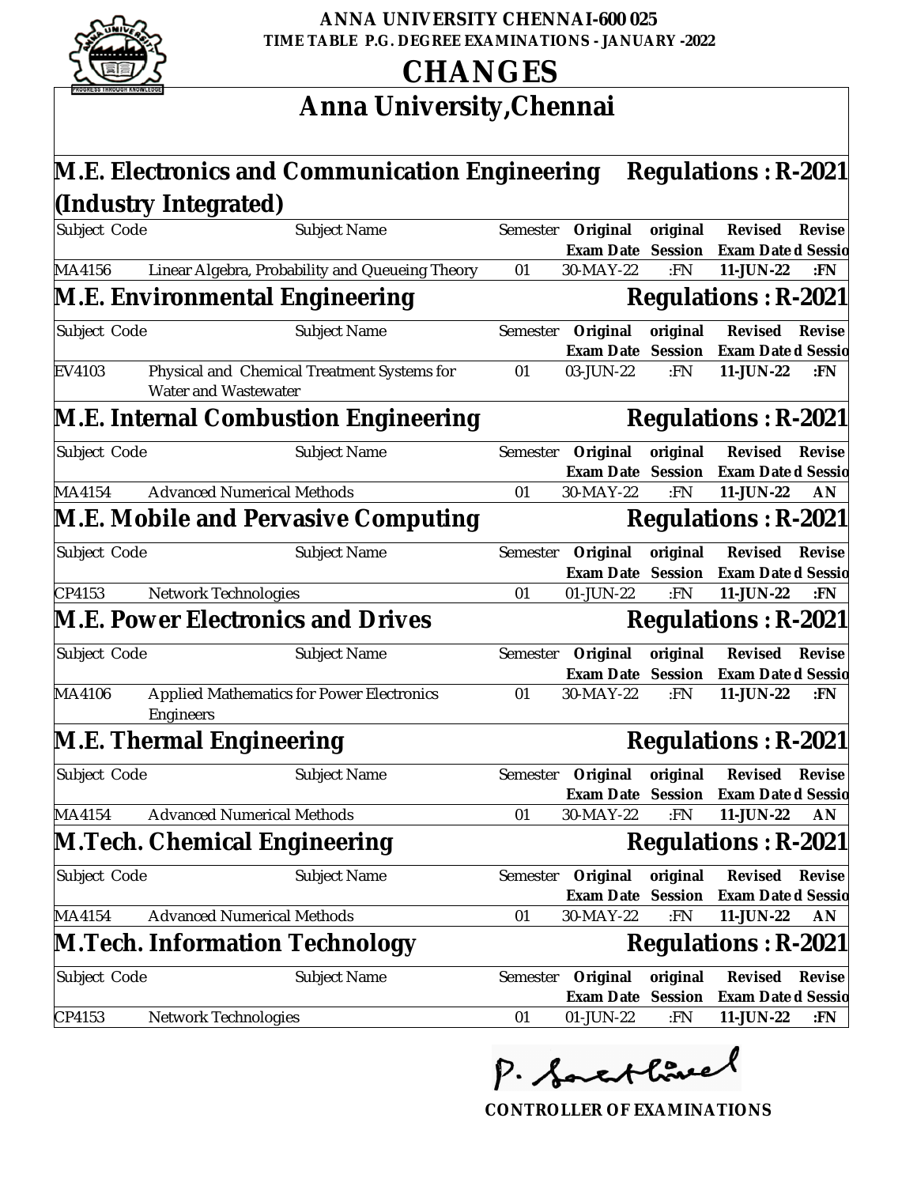**ANNA UNIVERSITY CHENNAI-600 025**
**TIME TABLE P.G. DEGREE EXAMINATIONS - JANUARY -2022**

# CHANGES

## Anna University,Chennai

## M.E. Electronics and Communication Engineering (Industry Integrated) Regulations : R-2021

| Subject Code | Subject Name | Semester | Original Exam Date | original Session | Revised Exam Date | Revised Session |
|---|---|---|---|---|---|---|
| MA4156 | Linear Algebra, Probability and Queueing Theory | 01 | 30-MAY-22 | :FN | **11-JUN-22** | **:FN** |

## M.E. Environmental Engineering Regulations : R-2021

| Subject Code | Subject Name | Semester | Original Exam Date | original Session | Revised Exam Date | Revised Session |
|---|---|---|---|---|---|---|
| EV4103 | Physical and Chemical Treatment Systems for Water and Wastewater | 01 | 03-JUN-22 | :FN | **11-JUN-22** | **:FN** |

## M.E. Internal Combustion Engineering Regulations : R-2021

| Subject Code | Subject Name | Semester | Original Exam Date | original Session | Revised Exam Date | Revised Session |
|---|---|---|---|---|---|---|
| MA4154 | Advanced Numerical Methods | 01 | 30-MAY-22 | :FN | **11-JUN-22** | **AN** |

## M.E. Mobile and Pervasive Computing Regulations : R-2021

| Subject Code | Subject Name | Semester | Original Exam Date | original Session | Revised Exam Date | Revised Session |
|---|---|---|---|---|---|---|
| CP4153 | Network Technologies | 01 | 01-JUN-22 | :FN | **11-JUN-22** | **:FN** |

## M.E. Power Electronics and Drives Regulations : R-2021

| Subject Code | Subject Name | Semester | Original Exam Date | original Session | Revised Exam Date | Revised Session |
|---|---|---|---|---|---|---|
| MA4106 | Applied Mathematics for Power Electronics Engineers | 01 | 30-MAY-22 | :FN | **11-JUN-22** | **:FN** |

## M.E. Thermal Engineering Regulations : R-2021

| Subject Code | Subject Name | Semester | Original Exam Date | original Session | Revised Exam Date | Revised Session |
|---|---|---|---|---|---|---|
| MA4154 | Advanced Numerical Methods | 01 | 30-MAY-22 | :FN | **11-JUN-22** | **AN** |

## M.Tech. Chemical Engineering Regulations : R-2021

| Subject Code | Subject Name | Semester | Original Exam Date | original Session | Revised Exam Date | Revised Session |
|---|---|---|---|---|---|---|
| MA4154 | Advanced Numerical Methods | 01 | 30-MAY-22 | :FN | **11-JUN-22** | **AN** |

## M.Tech. Information Technology Regulations : R-2021

| Subject Code | Subject Name | Semester | Original Exam Date | original Session | Revised Exam Date | Revised Session |
|---|---|---|---|---|---|---|
| CP4153 | Network Technologies | 01 | 01-JUN-22 | :FN | **11-JUN-22** | **:FN** |

**CONTROLLER OF EXAMINATIONS**